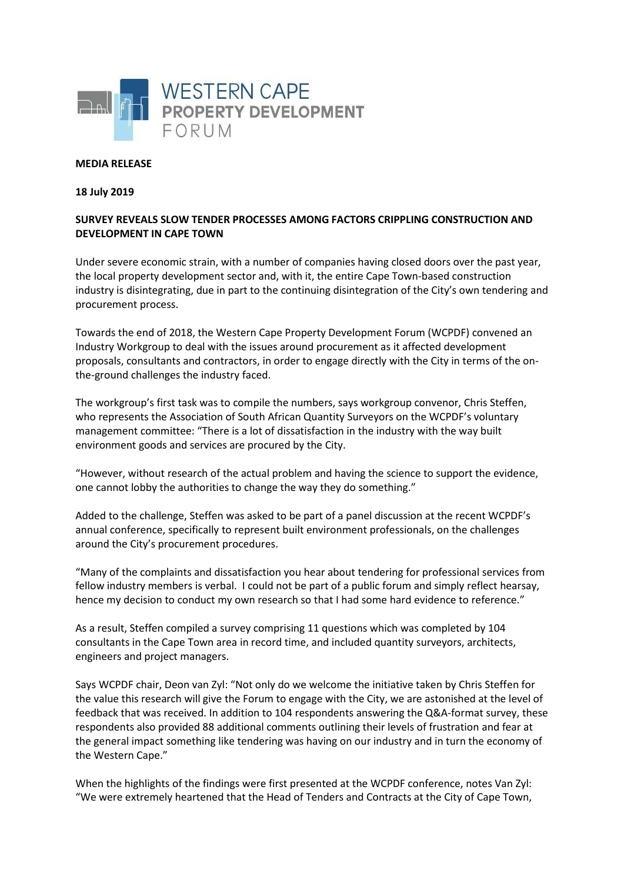WESTERN CAPE
PROPERTY DEVELOPMENT
FORUM

**MEDIA RELEASE**

**18 July 2019**

**SURVEY REVEALS SLOW TENDER PROCESSES AMONG FACTORS CRIPPLING CONSTRUCTION AND DEVELOPMENT IN CAPE TOWN**

Under severe economic strain, with a number of companies having closed doors over the past year, the local property development sector and, with it, the entire Cape Town-based construction industry is disintegrating, due in part to the continuing disintegration of the City's own tendering and procurement process.

Towards the end of 2018, the Western Cape Property Development Forum (WCPDF) convened an Industry Workgroup to deal with the issues around procurement as it affected development proposals, consultants and contractors, in order to engage directly with the City in terms of the on-the-ground challenges the industry faced.

The workgroup's first task was to compile the numbers, says workgroup convenor, Chris Steffen, who represents the Association of South African Quantity Surveyors on the WCPDF's voluntary management committee: "There is a lot of dissatisfaction in the industry with the way built environment goods and services are procured by the City.

"However, without research of the actual problem and having the science to support the evidence, one cannot lobby the authorities to change the way they do something."

Added to the challenge, Steffen was asked to be part of a panel discussion at the recent WCPDF's annual conference, specifically to represent built environment professionals, on the challenges around the City's procurement procedures.

"Many of the complaints and dissatisfaction you hear about tendering for professional services from fellow industry members is verbal. I could not be part of a public forum and simply reflect hearsay, hence my decision to conduct my own research so that I had some hard evidence to reference."

As a result, Steffen compiled a survey comprising 11 questions which was completed by 104 consultants in the Cape Town area in record time, and included quantity surveyors, architects, engineers and project managers.

Says WCPDF chair, Deon van Zyl: "Not only do we welcome the initiative taken by Chris Steffen for the value this research will give the Forum to engage with the City, we are astonished at the level of feedback that was received. In addition to 104 respondents answering the Q&A-format survey, these respondents also provided 88 additional comments outlining their levels of frustration and fear at the general impact something like tendering was having on our industry and in turn the economy of the Western Cape."

When the highlights of the findings were first presented at the WCPDF conference, notes Van Zyl: "We were extremely heartened that the Head of Tenders and Contracts at the City of Cape Town,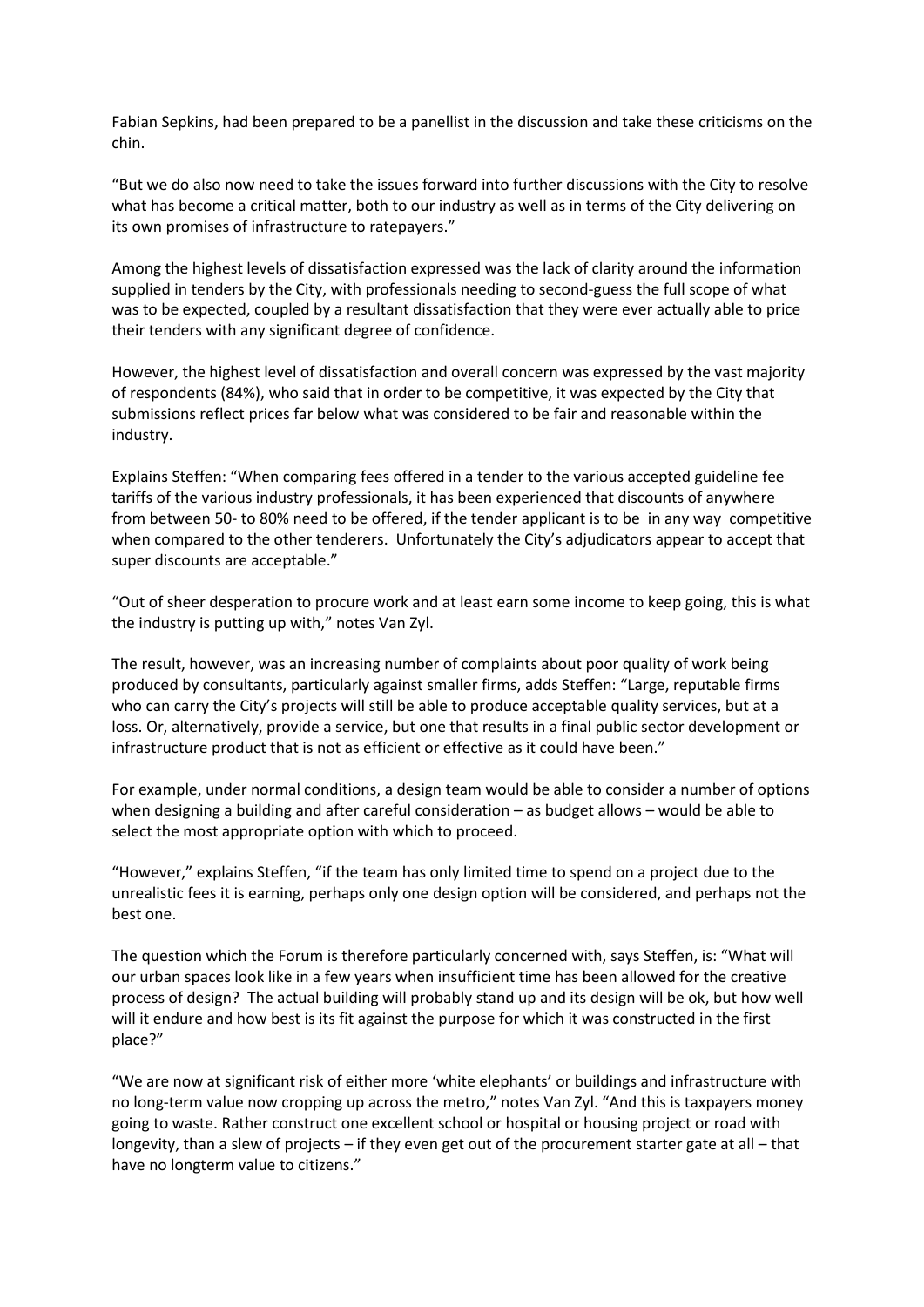Fabian Sepkins, had been prepared to be a panellist in the discussion and take these criticisms on the chin.

"But we do also now need to take the issues forward into further discussions with the City to resolve what has become a critical matter, both to our industry as well as in terms of the City delivering on its own promises of infrastructure to ratepayers."

Among the highest levels of dissatisfaction expressed was the lack of clarity around the information supplied in tenders by the City, with professionals needing to second-guess the full scope of what was to be expected, coupled by a resultant dissatisfaction that they were ever actually able to price their tenders with any significant degree of confidence.

However, the highest level of dissatisfaction and overall concern was expressed by the vast majority of respondents (84%), who said that in order to be competitive, it was expected by the City that submissions reflect prices far below what was considered to be fair and reasonable within the industry.

Explains Steffen: "When comparing fees offered in a tender to the various accepted guideline fee tariffs of the various industry professionals, it has been experienced that discounts of anywhere from between 50- to 80% need to be offered, if the tender applicant is to be in any way competitive when compared to the other tenderers. Unfortunately the City's adjudicators appear to accept that super discounts are acceptable."

"Out of sheer desperation to procure work and at least earn some income to keep going, this is what the industry is putting up with," notes Van Zyl.

The result, however, was an increasing number of complaints about poor quality of work being produced by consultants, particularly against smaller firms, adds Steffen: "Large, reputable firms who can carry the City's projects will still be able to produce acceptable quality services, but at a loss. Or, alternatively, provide a service, but one that results in a final public sector development or infrastructure product that is not as efficient or effective as it could have been."

For example, under normal conditions, a design team would be able to consider a number of options when designing a building and after careful consideration – as budget allows – would be able to select the most appropriate option with which to proceed.

"However," explains Steffen, "if the team has only limited time to spend on a project due to the unrealistic fees it is earning, perhaps only one design option will be considered, and perhaps not the best one.

The question which the Forum is therefore particularly concerned with, says Steffen, is: "What will our urban spaces look like in a few years when insufficient time has been allowed for the creative process of design? The actual building will probably stand up and its design will be ok, but how well will it endure and how best is its fit against the purpose for which it was constructed in the first place?"

"We are now at significant risk of either more 'white elephants' or buildings and infrastructure with no long-term value now cropping up across the metro," notes Van Zyl. "And this is taxpayers money going to waste. Rather construct one excellent school or hospital or housing project or road with longevity, than a slew of projects – if they even get out of the procurement starter gate at all – that have no longterm value to citizens."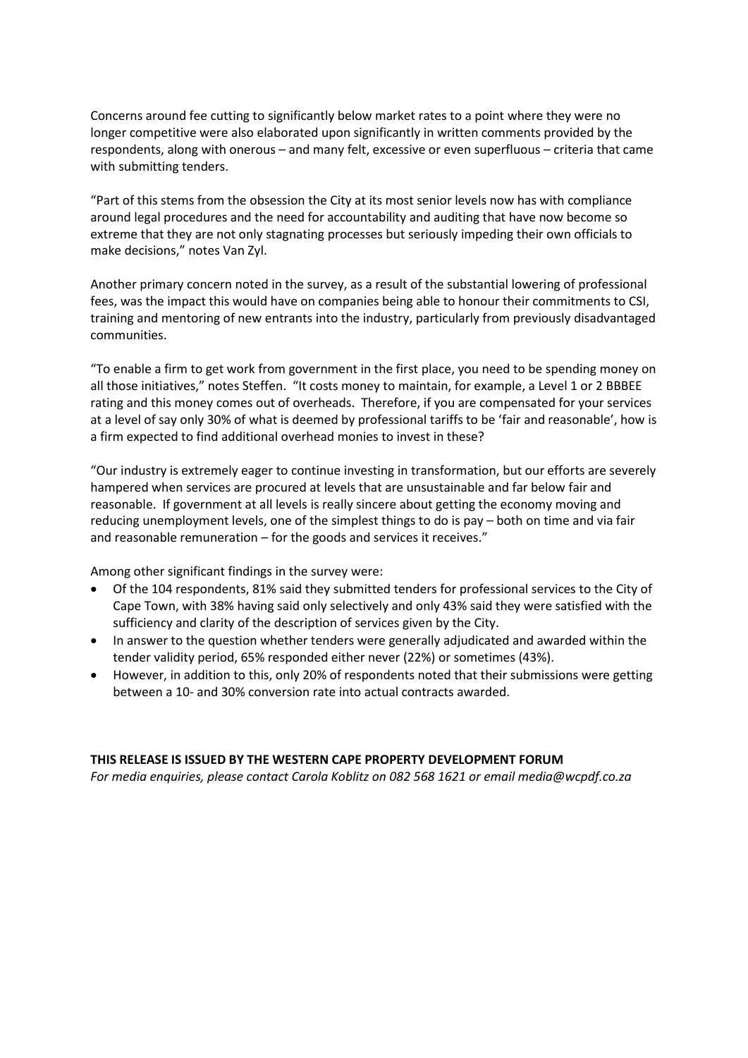Concerns around fee cutting to significantly below market rates to a point where they were no longer competitive were also elaborated upon significantly in written comments provided by the respondents, along with onerous – and many felt, excessive or even superfluous – criteria that came with submitting tenders.

"Part of this stems from the obsession the City at its most senior levels now has with compliance around legal procedures and the need for accountability and auditing that have now become so extreme that they are not only stagnating processes but seriously impeding their own officials to make decisions," notes Van Zyl.

Another primary concern noted in the survey, as a result of the substantial lowering of professional fees, was the impact this would have on companies being able to honour their commitments to CSI, training and mentoring of new entrants into the industry, particularly from previously disadvantaged communities.

"To enable a firm to get work from government in the first place, you need to be spending money on all those initiatives," notes Steffen. "It costs money to maintain, for example, a Level 1 or 2 BBBEE rating and this money comes out of overheads. Therefore, if you are compensated for your services at a level of say only 30% of what is deemed by professional tariffs to be 'fair and reasonable', how is a firm expected to find additional overhead monies to invest in these?

"Our industry is extremely eager to continue investing in transformation, but our efforts are severely hampered when services are procured at levels that are unsustainable and far below fair and reasonable. If government at all levels is really sincere about getting the economy moving and reducing unemployment levels, one of the simplest things to do is pay – both on time and via fair and reasonable remuneration – for the goods and services it receives."

Among other significant findings in the survey were:

- Of the 104 respondents, 81% said they submitted tenders for professional services to the City of Cape Town, with 38% having said only selectively and only 43% said they were satisfied with the sufficiency and clarity of the description of services given by the City.
- In answer to the question whether tenders were generally adjudicated and awarded within the tender validity period, 65% responded either never (22%) or sometimes (43%).
- However, in addition to this, only 20% of respondents noted that their submissions were getting between a 10- and 30% conversion rate into actual contracts awarded.

**THIS RELEASE IS ISSUED BY THE WESTERN CAPE PROPERTY DEVELOPMENT FORUM**

*For media enquiries, please contact Carola Koblitz on 082 568 1621 or email media@wcpdf.co.za*